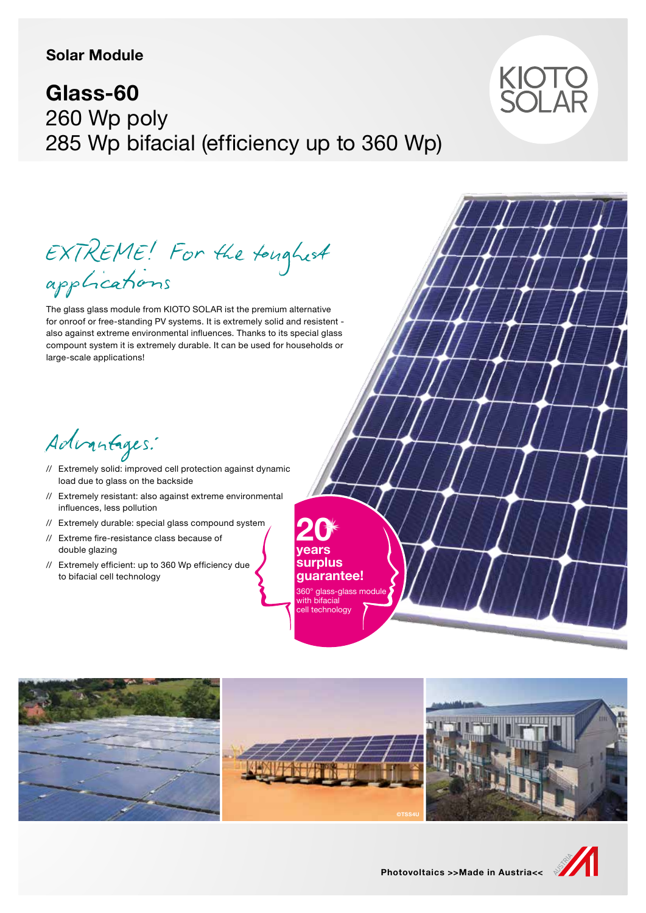**Solar Module**

# Glass-60

260 Wp poly
285 Wp bifacial (efficiency up to 360 Wp)

KIOTO SOLAR

## EXTREME! For the toughest applications

The glass glass module from KIOTO SOLAR ist the premium alternative for onroof or free-standing PV systems. It is extremely solid and resistent - also against extreme environmental influences. Thanks to its special glass compound system it is extremely durable. It can be used for households or large-scale applications!

## Advantages:

// Extremely solid: improved cell protection against dynamic load due to glass on the backside

// Extremely resistant: also against extreme environmental influences, less pollution

// Extremely durable: special glass compound system

// Extreme fire-resistance class because of double glazing

// Extremely efficient: up to 360 Wp efficiency due to bifacial cell technology

**20 years surplus guarantee!**

360° glass-glass module with bifacial cell technology

©TSS4U

**Photovoltaics >>Made in Austria<<**

AUSTRIA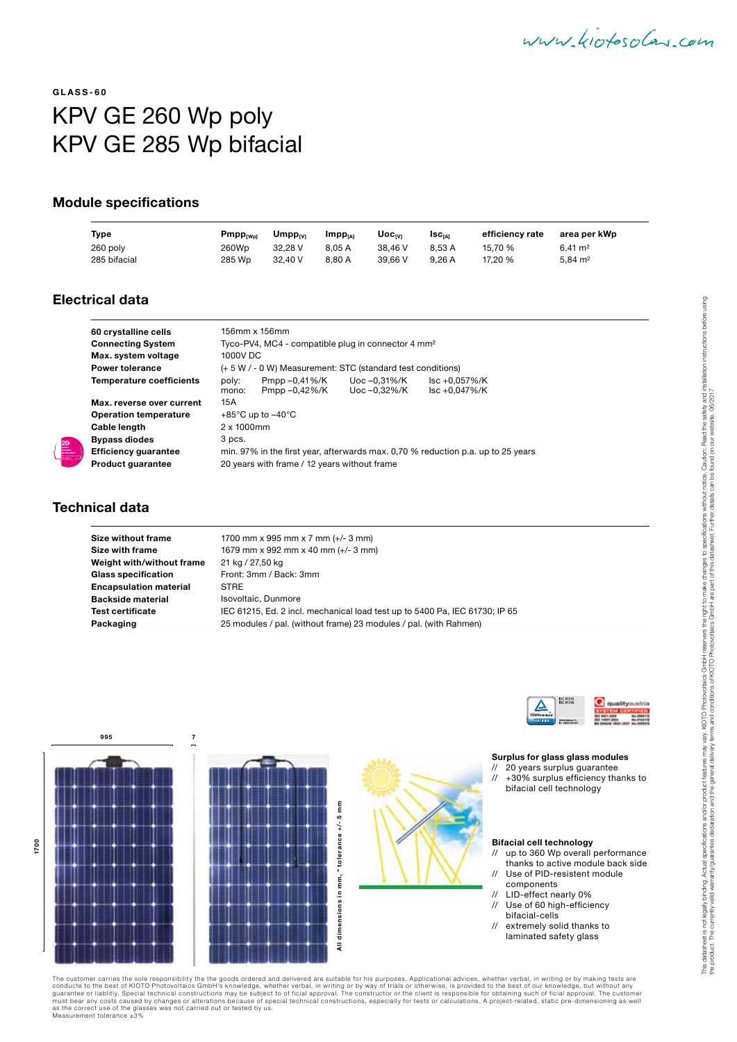GLASS-60

# KPV GE 260 Wp poly
# KPV GE 285 Wp bifacial

## Module specifications

| Type | Pmpp[Wp] | Umpp[V] | Impp[A] | Uoc[V] | Isc[A] | efficiency rate | area per kWp |
|---|---|---|---|---|---|---|---|
| 260 poly | 260Wp | 32,28 V | 8,05 A | 38,46 V | 8,53 A | 15,70 % | 6,41 m² |
| 285 bifacial | 285 Wp | 32,40 V | 8,80 A | 39,66 V | 9,26 A | 17,20 % | 5,84 m² |

## Electrical data

| | |
|---|---|
| **60 crystalline cells** | 156mm x 156mm |
| **Connecting System** | Tyco-PV4, MC4 - compatible plug in connector 4 mm² |
| **Max. system voltage** | 1000V DC |
| **Power tolerance** | (+ 5 W / - 0 W) Measurement: STC (standard test conditions) |
| **Temperature coefficients** | poly: Pmpp −0,41%/K Uoc −0,31%/K Isc +0,057%/K<br>mono: Pmpp −0,42%/K Uoc −0,32%/K Isc +0,047%/K |
| **Max. reverse over current** | 15A |
| **Operation temperature** | +85°C up to −40°C |
| **Cable length** | 2 x 1000mm |
| **Bypass diodes** | 3 pcs. |
| **Efficiency guarantee** | min. 97% in the first year, afterwards max. 0,70 % reduction p.a. up to 25 years |
| **Product guarantee** | 20 years with frame / 12 years without frame |

## Technical data

| | |
|---|---|
| **Size without frame** | 1700 mm x 995 mm x 7 mm (+/- 3 mm) |
| **Size with frame** | 1679 mm x 992 mm x 40 mm (+/- 3 mm) |
| **Weight with/without frame** | 21 kg / 27,50 kg |
| **Glass specification** | Front: 3mm / Back: 3mm |
| **Encapsulation material** | STRE |
| **Backside material** | Isovoltaic, Dunmore |
| **Test certificate** | IEC 61215, Ed. 2 incl. mechanical load test up to 5400 Pa, IEC 61730; IP 65 |
| **Packaging** | 25 modules / pal. (without frame) 23 modules / pal. (with Rahmen) |

995

7

1700

All dimensions in mm, * tolerance +/- 5 mm

**Surplus for glass glass modules**

- // 20 years surplus guarantee
- // +30% surplus efficiency thanks to bifacial cell technology

**Bifacial cell technology**

- // up to 360 Wp overall performance thanks to active module back side
- // Use of PID-resistent module components
- // LID-effect nearly 0%
- // Use of 60 high-efficiency bifacial-cells
- // extremely solid thanks to laminated safety glass

The customer carries the sole responsibility the the goods ordered and delivered are suitable for his purposes. Applicational advices, whether verbal, in writing or by making tests are conducte to the best of KIOTO Photovoltaics GmbH's knowledge, whether verbal, in writing or by way of trials or otherwise, is provided to the best of our knowledge, but without any guarantee or liablitiy. Special technical constructions may be subject to of ficial approval. The constructor or the client is responsible for obtaining such of ficial approval. The customer must bear any costs caused by changes or alterations because of special technical constructions, especially for tests or calculations. A project-related, static pre-dimensioning as well as the correct use of the glasses was not carried out or tested by us.
Measurement tolerance ±3%

This datasheet is not legally binding. Actual specifications and/or product features may vary. KIOTO Photovoltaics GmbH reserves the right to make changes to specifications without notice. Caution: Read the safety and installation instructions before using the product. The currently valid warranty/guarantee declaration and the general delivery terms and conditions of KIOTO Photovoltaics GmbH are part of this datasheet. Further details can be found on our website. 06/2017